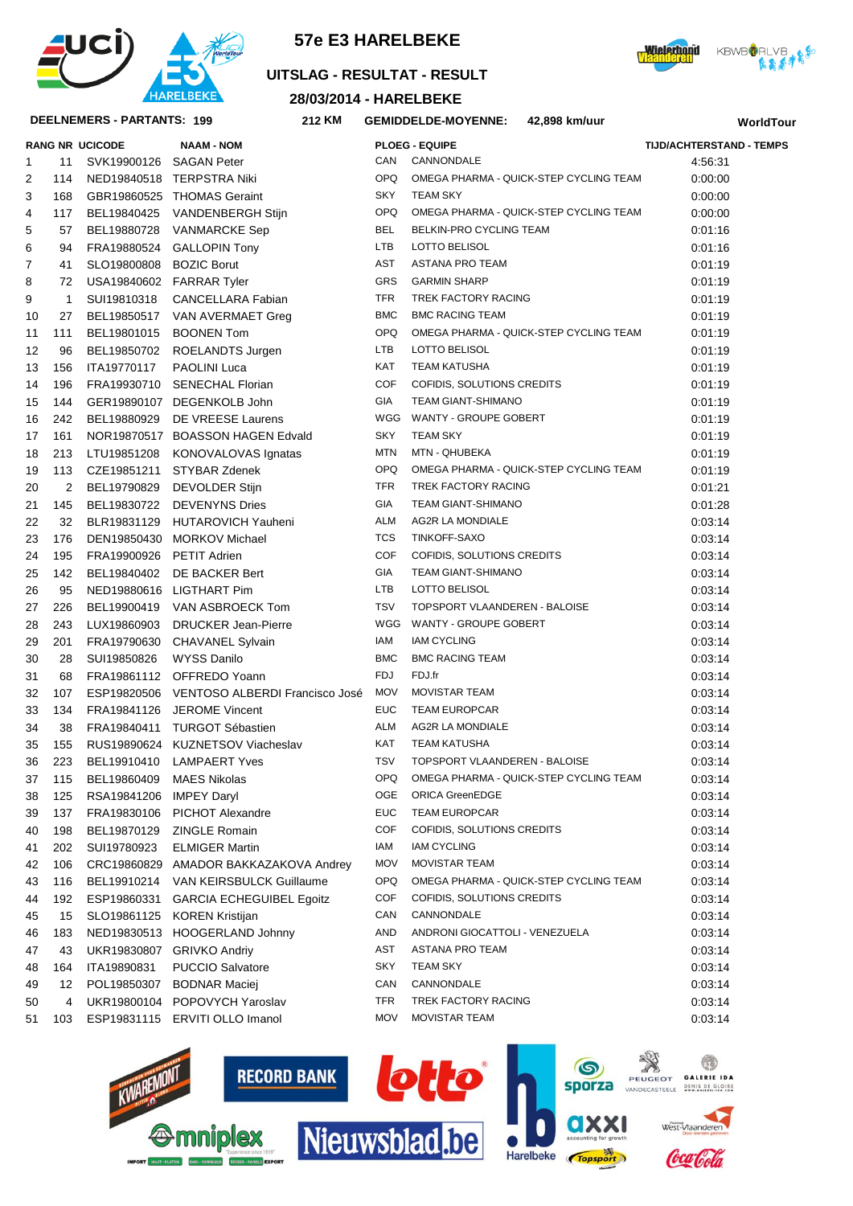# 57e E3 HARELBEKE

## UITSLAG - RESULTAT - RESULT

### 28/03/2014 - HARELBEKE

**DEELNEMERS - PARTANTS: 199** | **212 KM** | **GEMIDDELDE-MOYENNE: 42,898 km/uur** | **WorldTour**

| RANG | NR | UCICODE | NAAM - NOM | PLOEG - EQUIPE | | TIJD/ACHTERSTAND - TEMPS |
|---|---|---|---|---|---|---|
| 1 | 11 | SVK19900126 | SAGAN Peter | CAN | CANNONDALE | 4:56:31 |
| 2 | 114 | NED19840518 | TERPSTRA Niki | OPQ | OMEGA PHARMA - QUICK-STEP CYCLING TEAM | 0:00:00 |
| 3 | 168 | GBR19860525 | THOMAS Geraint | SKY | TEAM SKY | 0:00:00 |
| 4 | 117 | BEL19840425 | VANDENBERGH Stijn | OPQ | OMEGA PHARMA - QUICK-STEP CYCLING TEAM | 0:00:00 |
| 5 | 57 | BEL19880728 | VANMARCKE Sep | BEL | BELKIN-PRO CYCLING TEAM | 0:01:16 |
| 6 | 94 | FRA19880524 | GALLOPIN Tony | LTB | LOTTO BELISOL | 0:01:16 |
| 7 | 41 | SLO19800808 | BOZIC Borut | AST | ASTANA PRO TEAM | 0:01:19 |
| 8 | 72 | USA19840602 | FARRAR Tyler | GRS | GARMIN SHARP | 0:01:19 |
| 9 | 1 | SUI19810318 | CANCELLARA Fabian | TFR | TREK FACTORY RACING | 0:01:19 |
| 10 | 27 | BEL19850517 | VAN AVERMAET Greg | BMC | BMC RACING TEAM | 0:01:19 |
| 11 | 111 | BEL19801015 | BOONEN Tom | OPQ | OMEGA PHARMA - QUICK-STEP CYCLING TEAM | 0:01:19 |
| 12 | 96 | BEL19850702 | ROELANDTS Jurgen | LTB | LOTTO BELISOL | 0:01:19 |
| 13 | 156 | ITA19770117 | PAOLINI Luca | KAT | TEAM KATUSHA | 0:01:19 |
| 14 | 196 | FRA19930710 | SENECHAL Florian | COF | COFIDIS, SOLUTIONS CREDITS | 0:01:19 |
| 15 | 144 | GER19890107 | DEGENKOLB John | GIA | TEAM GIANT-SHIMANO | 0:01:19 |
| 16 | 242 | BEL19880929 | DE VREESE Laurens | WGG | WANTY - GROUPE GOBERT | 0:01:19 |
| 17 | 161 | NOR19870517 | BOASSON HAGEN Edvald | SKY | TEAM SKY | 0:01:19 |
| 18 | 213 | LTU19851208 | KONOVALOVAS Ignatas | MTN | MTN - QHUBEKA | 0:01:19 |
| 19 | 113 | CZE19851211 | STYBAR Zdenek | OPQ | OMEGA PHARMA - QUICK-STEP CYCLING TEAM | 0:01:19 |
| 20 | 2 | BEL19790829 | DEVOLDER Stijn | TFR | TREK FACTORY RACING | 0:01:21 |
| 21 | 145 | BEL19830722 | DEVENYNS Dries | GIA | TEAM GIANT-SHIMANO | 0:01:28 |
| 22 | 32 | BLR19831129 | HUTAROVICH Yauheni | ALM | AG2R LA MONDIALE | 0:03:14 |
| 23 | 176 | DEN19850430 | MORKOV Michael | TCS | TINKOFF-SAXO | 0:03:14 |
| 24 | 195 | FRA19900926 | PETIT Adrien | COF | COFIDIS, SOLUTIONS CREDITS | 0:03:14 |
| 25 | 142 | BEL19840402 | DE BACKER Bert | GIA | TEAM GIANT-SHIMANO | 0:03:14 |
| 26 | 95 | NED19880616 | LIGTHART Pim | LTB | LOTTO BELISOL | 0:03:14 |
| 27 | 226 | BEL19900419 | VAN ASBROECK Tom | TSV | TOPSPORT VLAANDEREN - BALOISE | 0:03:14 |
| 28 | 243 | LUX19860903 | DRUCKER Jean-Pierre | WGG | WANTY - GROUPE GOBERT | 0:03:14 |
| 29 | 201 | FRA19790630 | CHAVANEL Sylvain | IAM | IAM CYCLING | 0:03:14 |
| 30 | 28 | SUI19850826 | WYSS Danilo | BMC | BMC RACING TEAM | 0:03:14 |
| 31 | 68 | FRA19861112 | OFFREDO Yoann | FDJ | FDJ.fr | 0:03:14 |
| 32 | 107 | ESP19820506 | VENTOSO ALBERDI Francisco José | MOV | MOVISTAR TEAM | 0:03:14 |
| 33 | 134 | FRA19841126 | JEROME Vincent | EUC | TEAM EUROPCAR | 0:03:14 |
| 34 | 38 | FRA19840411 | TURGOT Sébastien | ALM | AG2R LA MONDIALE | 0:03:14 |
| 35 | 155 | RUS19890624 | KUZNETSOV Viacheslav | KAT | TEAM KATUSHA | 0:03:14 |
| 36 | 223 | BEL19910410 | LAMPAERT Yves | TSV | TOPSPORT VLAANDEREN - BALOISE | 0:03:14 |
| 37 | 115 | BEL19860409 | MAES Nikolas | OPQ | OMEGA PHARMA - QUICK-STEP CYCLING TEAM | 0:03:14 |
| 38 | 125 | RSA19841206 | IMPEY Daryl | OGE | ORICA GreenEDGE | 0:03:14 |
| 39 | 137 | FRA19830106 | PICHOT Alexandre | EUC | TEAM EUROPCAR | 0:03:14 |
| 40 | 198 | BEL19870129 | ZINGLE Romain | COF | COFIDIS, SOLUTIONS CREDITS | 0:03:14 |
| 41 | 202 | SUI19780923 | ELMIGER Martin | IAM | IAM CYCLING | 0:03:14 |
| 42 | 106 | CRC19860829 | AMADOR BAKKAZAKOVA Andrey | MOV | MOVISTAR TEAM | 0:03:14 |
| 43 | 116 | BEL19910214 | VAN KEIRSBULCK Guillaume | OPQ | OMEGA PHARMA - QUICK-STEP CYCLING TEAM | 0:03:14 |
| 44 | 192 | ESP19860331 | GARCIA ECHEGUIBEL Egoitz | COF | COFIDIS, SOLUTIONS CREDITS | 0:03:14 |
| 45 | 15 | SLO19861125 | KOREN Kristijan | CAN | CANNONDALE | 0:03:14 |
| 46 | 183 | NED19830513 | HOOGERLAND Johnny | AND | ANDRONI GIOCATTOLI - VENEZUELA | 0:03:14 |
| 47 | 43 | UKR19830807 | GRIVKO Andriy | AST | ASTANA PRO TEAM | 0:03:14 |
| 48 | 164 | ITA19890831 | PUCCIO Salvatore | SKY | TEAM SKY | 0:03:14 |
| 49 | 12 | POL19850307 | BODNAR Maciej | CAN | CANNONDALE | 0:03:14 |
| 50 | 4 | UKR19800104 | POPOVYCH Yaroslav | TFR | TREK FACTORY RACING | 0:03:14 |
| 51 | 103 | ESP19831115 | ERVITI OLLO Imanol | MOV | MOVISTAR TEAM | 0:03:14 |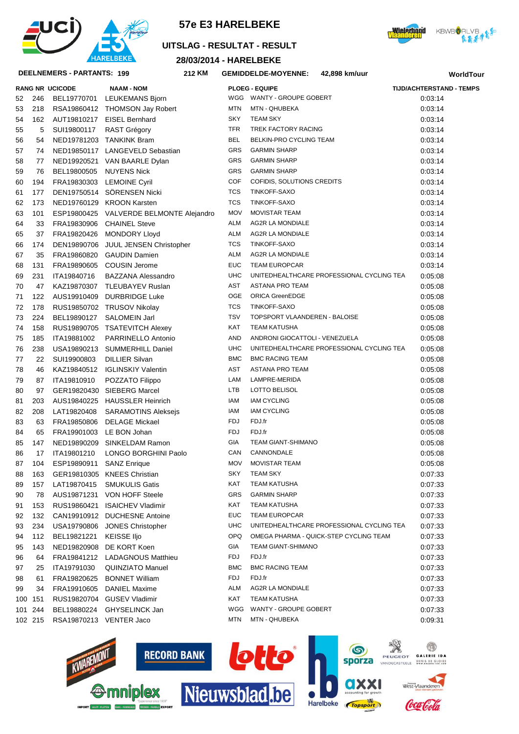# 57e E3 HARELBEKE

## UITSLAG - RESULTAT - RESULT

**28/03/2014 - HARELBEKE**

**DEELNEMERS - PARTANTS: 199** | **212 KM** | **GEMIDDELDE-MOYENNE: 42,898 km/uur** | **WorldTour**

| RANG | NR | UCICODE | NAAM - NOM | PLOEG - EQUIPE | | TIJD/ACHTERSTAND - TEMPS |
|---|---|---|---|---|---|---|
| 52 | 246 | BEL19770701 | LEUKEMANS Bjorn | WGG | WANTY - GROUPE GOBERT | 0:03:14 |
| 53 | 218 | RSA19860412 | THOMSON Jay Robert | MTN | MTN - QHUBEKA | 0:03:14 |
| 54 | 162 | AUT19810217 | EISEL Bernhard | SKY | TEAM SKY | 0:03:14 |
| 55 | 5 | SUI19800117 | RAST Grégory | TFR | TREK FACTORY RACING | 0:03:14 |
| 56 | 54 | NED19781203 | TANKINK Bram | BEL | BELKIN-PRO CYCLING TEAM | 0:03:14 |
| 57 | 74 | NED19850117 | LANGEVELD Sebastian | GRS | GARMIN SHARP | 0:03:14 |
| 58 | 77 | NED19920521 | VAN BAARLE Dylan | GRS | GARMIN SHARP | 0:03:14 |
| 59 | 76 | BEL19800505 | NUYENS Nick | GRS | GARMIN SHARP | 0:03:14 |
| 60 | 194 | FRA19830303 | LEMOINE Cyril | COF | COFIDIS, SOLUTIONS CREDITS | 0:03:14 |
| 61 | 177 | DEN19750514 | SÖRENSEN Nicki | TCS | TINKOFF-SAXO | 0:03:14 |
| 62 | 173 | NED19760129 | KROON Karsten | TCS | TINKOFF-SAXO | 0:03:14 |
| 63 | 101 | ESP19800425 | VALVERDE BELMONTE Alejandro | MOV | MOVISTAR TEAM | 0:03:14 |
| 64 | 33 | FRA19830906 | CHAINEL Steve | ALM | AG2R LA MONDIALE | 0:03:14 |
| 65 | 37 | FRA19820426 | MONDORY Lloyd | ALM | AG2R LA MONDIALE | 0:03:14 |
| 66 | 174 | DEN19890706 | JUUL JENSEN Christopher | TCS | TINKOFF-SAXO | 0:03:14 |
| 67 | 35 | FRA19860820 | GAUDIN Damien | ALM | AG2R LA MONDIALE | 0:03:14 |
| 68 | 131 | FRA19890605 | COUSIN Jerome | EUC | TEAM EUROPCAR | 0:03:14 |
| 69 | 231 | ITA19840716 | BAZZANA Alessandro | UHC | UNITEDHEALTHCARE PROFESSIONAL CYCLING TEA | 0:05:08 |
| 70 | 47 | KAZ19870307 | TLEUBAYEV Ruslan | AST | ASTANA PRO TEAM | 0:05:08 |
| 71 | 122 | AUS19910409 | DURBRIDGE Luke | OGE | ORICA GreenEDGE | 0:05:08 |
| 72 | 178 | RUS19850702 | TRUSOV Nikolay | TCS | TINKOFF-SAXO | 0:05:08 |
| 73 | 224 | BEL19890127 | SALOMEIN Jarl | TSV | TOPSPORT VLAANDEREN - BALOISE | 0:05:08 |
| 74 | 158 | RUS19890705 | TSATEVITCH Alexey | KAT | TEAM KATUSHA | 0:05:08 |
| 75 | 185 | ITA19881002 | PARRINELLO Antonio | AND | ANDRONI GIOCATTOLI - VENEZUELA | 0:05:08 |
| 76 | 238 | USA19890213 | SUMMERHILL Daniel | UHC | UNITEDHEALTHCARE PROFESSIONAL CYCLING TEA | 0:05:08 |
| 77 | 22 | SUI19900803 | DILLIER Silvan | BMC | BMC RACING TEAM | 0:05:08 |
| 78 | 46 | KAZ19840512 | IGLINSKIY Valentin | AST | ASTANA PRO TEAM | 0:05:08 |
| 79 | 87 | ITA19810910 | POZZATO Filippo | LAM | LAMPRE-MERIDA | 0:05:08 |
| 80 | 97 | GER19820430 | SIEBERG Marcel | LTB | LOTTO BELISOL | 0:05:08 |
| 81 | 203 | AUS19840225 | HAUSSLER Heinrich | IAM | IAM CYCLING | 0:05:08 |
| 82 | 208 | LAT19820408 | SARAMOTINS Aleksejs | IAM | IAM CYCLING | 0:05:08 |
| 83 | 63 | FRA19850806 | DELAGE Mickael | FDJ | FDJ.fr | 0:05:08 |
| 84 | 65 | FRA19901003 | LE BON Johan | FDJ | FDJ.fr | 0:05:08 |
| 85 | 147 | NED19890209 | SINKELDAM Ramon | GIA | TEAM GIANT-SHIMANO | 0:05:08 |
| 86 | 17 | ITA19801210 | LONGO BORGHINI Paolo | CAN | CANNONDALE | 0:05:08 |
| 87 | 104 | ESP19890911 | SANZ Enrique | MOV | MOVISTAR TEAM | 0:05:08 |
| 88 | 163 | GER19810305 | KNEES Christian | SKY | TEAM SKY | 0:07:33 |
| 89 | 157 | LAT19870415 | SMUKULIS Gatis | KAT | TEAM KATUSHA | 0:07:33 |
| 90 | 78 | AUS19871231 | VON HOFF Steele | GRS | GARMIN SHARP | 0:07:33 |
| 91 | 153 | RUS19860421 | ISAICHEV Vladimir | KAT | TEAM KATUSHA | 0:07:33 |
| 92 | 132 | CAN19910912 | DUCHESNE Antoine | EUC | TEAM EUROPCAR | 0:07:33 |
| 93 | 234 | USA19790806 | JONES Christopher | UHC | UNITEDHEALTHCARE PROFESSIONAL CYCLING TEA | 0:07:33 |
| 94 | 112 | BEL19821221 | KEISSE Iljo | OPQ | OMEGA PHARMA - QUICK-STEP CYCLING TEAM | 0:07:33 |
| 95 | 143 | NED19820908 | DE KORT Koen | GIA | TEAM GIANT-SHIMANO | 0:07:33 |
| 96 | 64 | FRA19841212 | LADAGNOUS Matthieu | FDJ | FDJ.fr | 0:07:33 |
| 97 | 25 | ITA19791030 | QUINZIATO Manuel | BMC | BMC RACING TEAM | 0:07:33 |
| 98 | 61 | FRA19820625 | BONNET William | FDJ | FDJ.fr | 0:07:33 |
| 99 | 34 | FRA19910605 | DANIEL Maxime | ALM | AG2R LA MONDIALE | 0:07:33 |
| 100 | 151 | RUS19820704 | GUSEV Vladimir | KAT | TEAM KATUSHA | 0:07:33 |
| 101 | 244 | BEL19880224 | GHYSELINCK Jan | WGG | WANTY - GROUPE GOBERT | 0:07:33 |
| 102 | 215 | RSA19870213 | VENTER Jaco | MTN | MTN - QHUBEKA | 0:09:31 |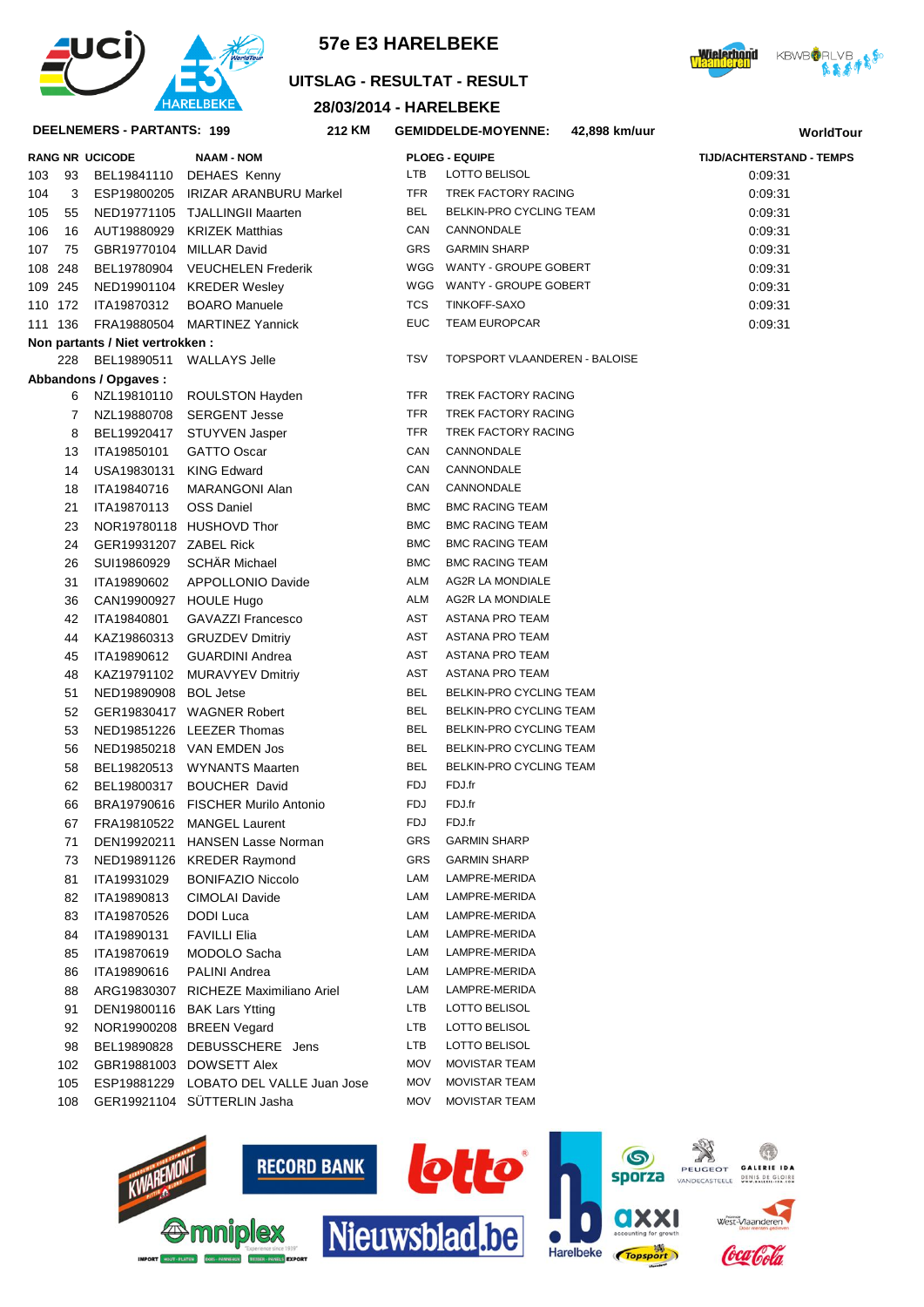# 57e E3 HARELBEKE

## UITSLAG - RESULTAT - RESULT

### 28/03/2014 - HARELBEKE

**DEELNEMERS - PARTANTS: 199** **212 KM** **GEMIDDELDE-MOYENNE: 42,898 km/uur** **WorldTour**

| RANG | NR | UCICODE | NAAM - NOM | PLOEG - EQUIPE | | TIJD/ACHTERSTAND - TEMPS |
|---|---|---|---|---|---|---|
| 103 | 93 | BEL19841110 | DEHAES Kenny | LTB | LOTTO BELISOL | 0:09:31 |
| 104 | 3 | ESP19800205 | IRIZAR ARANBURU Markel | TFR | TREK FACTORY RACING | 0:09:31 |
| 105 | 55 | NED19771105 | TJALLINGII Maarten | BEL | BELKIN-PRO CYCLING TEAM | 0:09:31 |
| 106 | 16 | AUT19880929 | KRIZEK Matthias | CAN | CANNONDALE | 0:09:31 |
| 107 | 75 | GBR19770104 | MILLAR David | GRS | GARMIN SHARP | 0:09:31 |
| 108 | 248 | BEL19780904 | VEUCHELEN Frederik | WGG | WANTY - GROUPE GOBERT | 0:09:31 |
| 109 | 245 | NED19901104 | KREDER Wesley | WGG | WANTY - GROUPE GOBERT | 0:09:31 |
| 110 | 172 | ITA19870312 | BOARO Manuele | TCS | TINKOFF-SAXO | 0:09:31 |
| 111 | 136 | FRA19880504 | MARTINEZ Yannick | EUC | TEAM EUROPCAR | 0:09:31 |

**Non partants / Niet vertrokken :**

| NR | UCICODE | NAAM - NOM | PLOEG - EQUIPE | |
|---|---|---|---|---|
| 228 | BEL19890511 | WALLAYS Jelle | TSV | TOPSPORT VLAANDEREN - BALOISE |

**Abbandons / Opgaves :**

| NR | UCICODE | NAAM - NOM | PLOEG - EQUIPE | |
|---|---|---|---|---|
| 6 | NZL19810110 | ROULSTON Hayden | TFR | TREK FACTORY RACING |
| 7 | NZL19880708 | SERGENT Jesse | TFR | TREK FACTORY RACING |
| 8 | BEL19920417 | STUYVEN Jasper | TFR | TREK FACTORY RACING |
| 13 | ITA19850101 | GATTO Oscar | CAN | CANNONDALE |
| 14 | USA19830131 | KING Edward | CAN | CANNONDALE |
| 18 | ITA19840716 | MARANGONI Alan | CAN | CANNONDALE |
| 21 | ITA19870113 | OSS Daniel | BMC | BMC RACING TEAM |
| 23 | NOR19780118 | HUSHOVD Thor | BMC | BMC RACING TEAM |
| 24 | GER19931207 | ZABEL Rick | BMC | BMC RACING TEAM |
| 26 | SUI19860929 | SCHÄR Michael | BMC | BMC RACING TEAM |
| 31 | ITA19890602 | APPOLLONIO Davide | ALM | AG2R LA MONDIALE |
| 36 | CAN19900927 | HOULE Hugo | ALM | AG2R LA MONDIALE |
| 42 | ITA19840801 | GAVAZZI Francesco | AST | ASTANA PRO TEAM |
| 44 | KAZ19860313 | GRUZDEV Dmitriy | AST | ASTANA PRO TEAM |
| 45 | ITA19890612 | GUARDINI Andrea | AST | ASTANA PRO TEAM |
| 48 | KAZ19791102 | MURAVYEV Dmitriy | AST | ASTANA PRO TEAM |
| 51 | NED19890908 | BOL Jetse | BEL | BELKIN-PRO CYCLING TEAM |
| 52 | GER19830417 | WAGNER Robert | BEL | BELKIN-PRO CYCLING TEAM |
| 53 | NED19851226 | LEEZER Thomas | BEL | BELKIN-PRO CYCLING TEAM |
| 56 | NED19850218 | VAN EMDEN Jos | BEL | BELKIN-PRO CYCLING TEAM |
| 58 | BEL19820513 | WYNANTS Maarten | BEL | BELKIN-PRO CYCLING TEAM |
| 62 | BEL19800317 | BOUCHER David | FDJ | FDJ.fr |
| 66 | BRA19790616 | FISCHER Murilo Antonio | FDJ | FDJ.fr |
| 67 | FRA19810522 | MANGEL Laurent | FDJ | FDJ.fr |
| 71 | DEN19920211 | HANSEN Lasse Norman | GRS | GARMIN SHARP |
| 73 | NED19891126 | KREDER Raymond | GRS | GARMIN SHARP |
| 81 | ITA19931029 | BONIFAZIO Niccolo | LAM | LAMPRE-MERIDA |
| 82 | ITA19890813 | CIMOLAI Davide | LAM | LAMPRE-MERIDA |
| 83 | ITA19870526 | DODI Luca | LAM | LAMPRE-MERIDA |
| 84 | ITA19890131 | FAVILLI Elia | LAM | LAMPRE-MERIDA |
| 85 | ITA19870619 | MODOLO Sacha | LAM | LAMPRE-MERIDA |
| 86 | ITA19890616 | PALINI Andrea | LAM | LAMPRE-MERIDA |
| 88 | ARG19830307 | RICHEZE Maximiliano Ariel | LAM | LAMPRE-MERIDA |
| 91 | DEN19800116 | BAK Lars Ytting | LTB | LOTTO BELISOL |
| 92 | NOR19900208 | BREEN Vegard | LTB | LOTTO BELISOL |
| 98 | BEL19890828 | DEBUSSCHERE Jens | LTB | LOTTO BELISOL |
| 102 | GBR19881003 | DOWSETT Alex | MOV | MOVISTAR TEAM |
| 105 | ESP19881229 | LOBATO DEL VALLE Juan Jose | MOV | MOVISTAR TEAM |
| 108 | GER19921104 | SÜTTERLIN Jasha | MOV | MOVISTAR TEAM |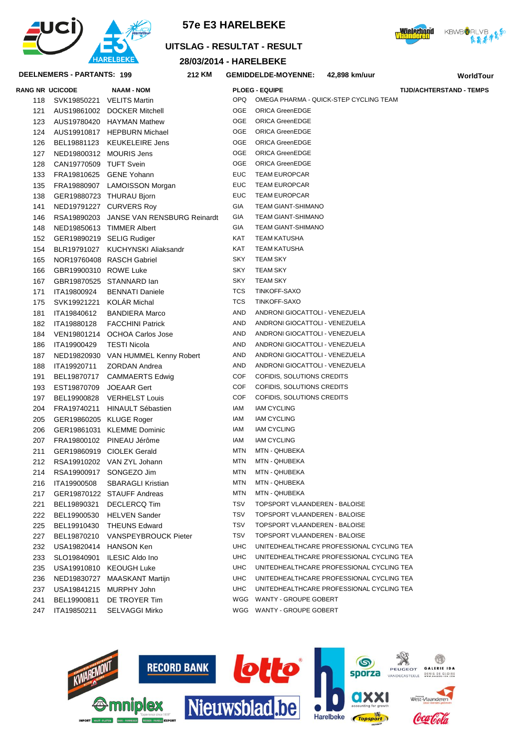# 57e E3 HARELBEKE

## UITSLAG - RESULTAT - RESULT

**28/03/2014 - HARELBEKE**

**DEELNEMERS - PARTANTS: 199** | **212 KM** | **GEMIDDELDE-MOYENNE: 42,898 km/uur** | **WorldTour**

| RANG | NR | UCICODE | NAAM - NOM | PLOEG - EQUIPE | | TIJD/ACHTERSTAND - TEMPS |
|---|---|---|---|---|---|---|
| | 118 | SVK19850221 | VELITS Martin | OPQ | OMEGA PHARMA - QUICK-STEP CYCLING TEAM | |
| | 121 | AUS19861002 | DOCKER Mitchell | OGE | ORICA GreenEDGE | |
| | 123 | AUS19780420 | HAYMAN Mathew | OGE | ORICA GreenEDGE | |
| | 124 | AUS19910817 | HEPBURN Michael | OGE | ORICA GreenEDGE | |
| | 126 | BEL19881123 | KEUKELEIRE Jens | OGE | ORICA GreenEDGE | |
| | 127 | NED19800312 | MOURIS Jens | OGE | ORICA GreenEDGE | |
| | 128 | CAN19770509 | TUFT Svein | OGE | ORICA GreenEDGE | |
| | 133 | FRA19810625 | GENE Yohann | EUC | TEAM EUROPCAR | |
| | 135 | FRA19880907 | LAMOISSON Morgan | EUC | TEAM EUROPCAR | |
| | 138 | GER19880723 | THURAU Bjorn | EUC | TEAM EUROPCAR | |
| | 141 | NED19791227 | CURVERS Roy | GIA | TEAM GIANT-SHIMANO | |
| | 146 | RSA19890203 | JANSE VAN RENSBURG Reinardt | GIA | TEAM GIANT-SHIMANO | |
| | 148 | NED19850613 | TIMMER Albert | GIA | TEAM GIANT-SHIMANO | |
| | 152 | GER19890219 | SELIG Rudiger | KAT | TEAM KATUSHA | |
| | 154 | BLR19791027 | KUCHYNSKI Aliaksandr | KAT | TEAM KATUSHA | |
| | 165 | NOR19760408 | RASCH Gabriel | SKY | TEAM SKY | |
| | 166 | GBR19900310 | ROWE Luke | SKY | TEAM SKY | |
| | 167 | GBR19870525 | STANNARD Ian | SKY | TEAM SKY | |
| | 171 | ITA19800924 | BENNATI Daniele | TCS | TINKOFF-SAXO | |
| | 175 | SVK19921221 | KOLÁR Michal | TCS | TINKOFF-SAXO | |
| | 181 | ITA19840612 | BANDIERA Marco | AND | ANDRONI GIOCATTOLI - VENEZUELA | |
| | 182 | ITA19880128 | FACCHINI Patrick | AND | ANDRONI GIOCATTOLI - VENEZUELA | |
| | 184 | VEN19801214 | OCHOA Carlos Jose | AND | ANDRONI GIOCATTOLI - VENEZUELA | |
| | 186 | ITA19900429 | TESTI Nicola | AND | ANDRONI GIOCATTOLI - VENEZUELA | |
| | 187 | NED19820930 | VAN HUMMEL Kenny Robert | AND | ANDRONI GIOCATTOLI - VENEZUELA | |
| | 188 | ITA19920711 | ZORDAN Andrea | AND | ANDRONI GIOCATTOLI - VENEZUELA | |
| | 191 | BEL19870717 | CAMMAERTS Edwig | COF | COFIDIS, SOLUTIONS CREDITS | |
| | 193 | EST19870709 | JOEAAR Gert | COF | COFIDIS, SOLUTIONS CREDITS | |
| | 197 | BEL19900828 | VERHELST Louis | COF | COFIDIS, SOLUTIONS CREDITS | |
| | 204 | FRA19740211 | HINAULT Sébastien | IAM | IAM CYCLING | |
| | 205 | GER19860205 | KLUGE Roger | IAM | IAM CYCLING | |
| | 206 | GER19861031 | KLEMME Dominic | IAM | IAM CYCLING | |
| | 207 | FRA19800102 | PINEAU Jérôme | IAM | IAM CYCLING | |
| | 211 | GER19860919 | CIOLEK Gerald | MTN | MTN - QHUBEKA | |
| | 212 | RSA19910202 | VAN ZYL Johann | MTN | MTN - QHUBEKA | |
| | 214 | RSA19900917 | SONGEZO Jim | MTN | MTN - QHUBEKA | |
| | 216 | ITA19900508 | SBARAGLI Kristian | MTN | MTN - QHUBEKA | |
| | 217 | GER19870122 | STAUFF Andreas | MTN | MTN - QHUBEKA | |
| | 221 | BEL19890321 | DECLERCQ Tim | TSV | TOPSPORT VLAANDEREN - BALOISE | |
| | 222 | BEL19900530 | HELVEN Sander | TSV | TOPSPORT VLAANDEREN - BALOISE | |
| | 225 | BEL19910430 | THEUNS Edward | TSV | TOPSPORT VLAANDEREN - BALOISE | |
| | 227 | BEL19870210 | VANSPEYBROUCK Pieter | TSV | TOPSPORT VLAANDEREN - BALOISE | |
| | 232 | USA19820414 | HANSON Ken | UHC | UNITEDHEALTHCARE PROFESSIONAL CYCLING TEA | |
| | 233 | SLO19840901 | ILESIC Aldo Ino | UHC | UNITEDHEALTHCARE PROFESSIONAL CYCLING TEA | |
| | 235 | USA19910810 | KEOUGH Luke | UHC | UNITEDHEALTHCARE PROFESSIONAL CYCLING TEA | |
| | 236 | NED19830727 | MAASKANT Martijn | UHC | UNITEDHEALTHCARE PROFESSIONAL CYCLING TEA | |
| | 237 | USA19841215 | MURPHY John | UHC | UNITEDHEALTHCARE PROFESSIONAL CYCLING TEA | |
| | 241 | BEL19900811 | DE TROYER Tim | WGG | WANTY - GROUPE GOBERT | |
| | 247 | ITA19850211 | SELVAGGI Mirko | WGG | WANTY - GROUPE GOBERT | |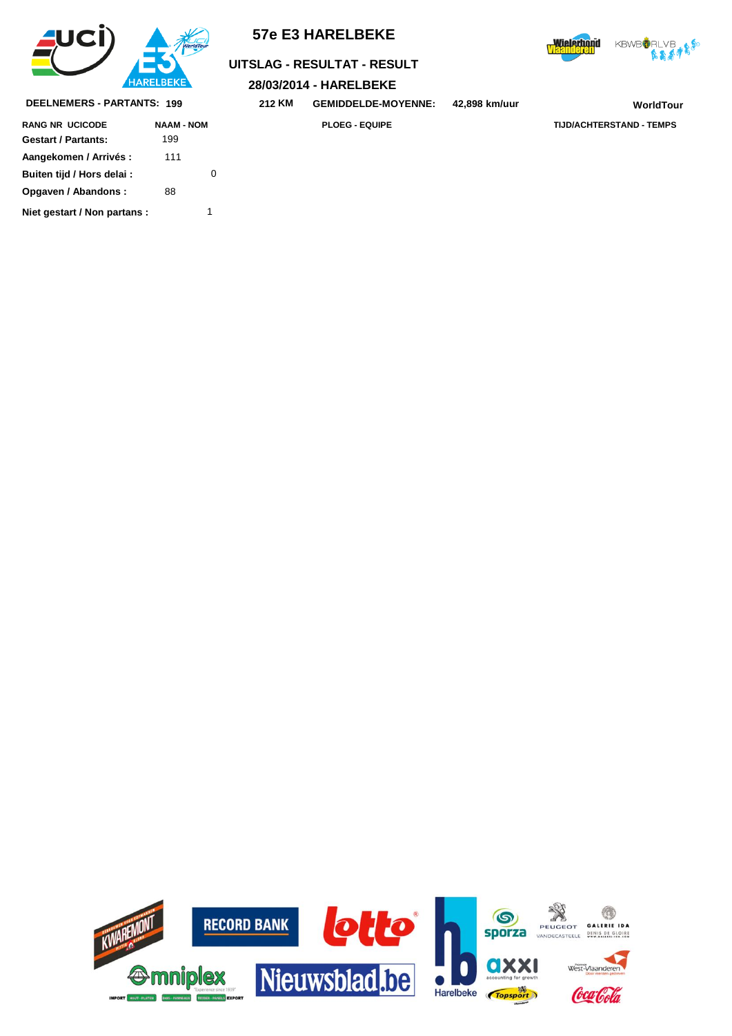# 57e E3 HARELBEKE

## UITSLAG - RESULTAT - RESULT

### 28/03/2014 - HARELBEKE

**DEELNEMERS - PARTANTS: 199** **212 KM** **GEMIDDELDE-MOYENNE: 42,898 km/uur** **WorldTour**

| RANG NR UCICODE | NAAM - NOM | PLOEG - EQUIPE | TIJD/ACHTERSTAND - TEMPS |
|---|---|---|---|
| **Gestart / Partants:** | 199 | | |
| **Aangekomen / Arrivés :** | 111 | | |
| **Buiten tijd / Hors delai :** | 0 | | |
| **Opgaven / Abandons :** | 88 | | |
| **Niet gestart / Non partans :** | 1 | | |